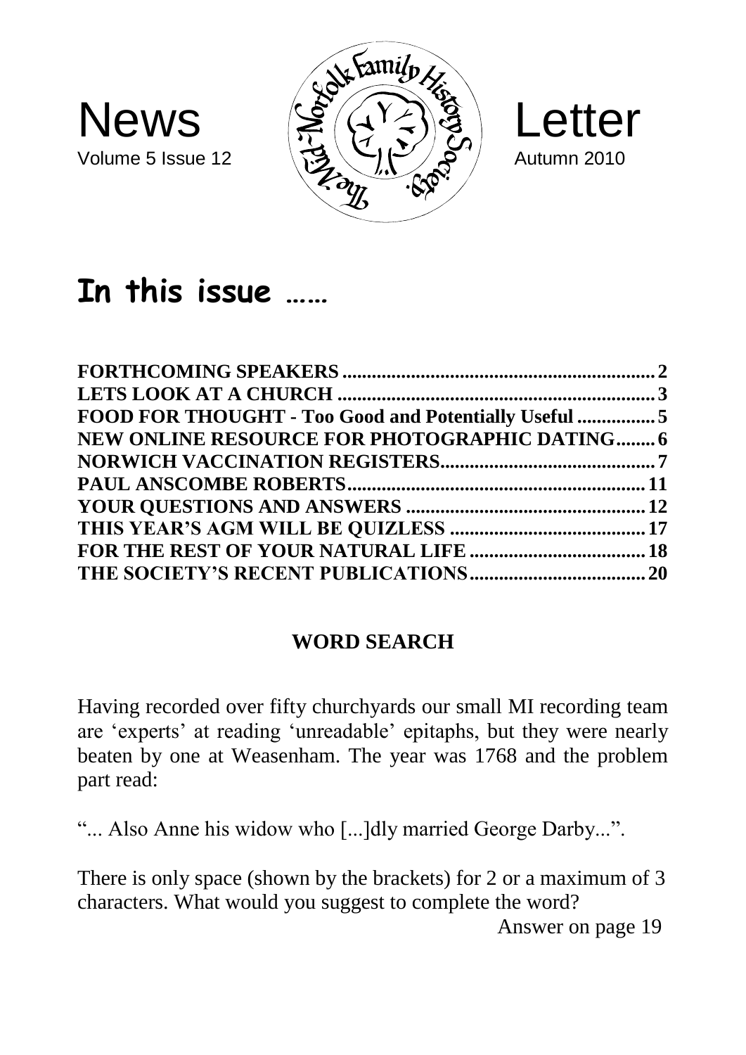News Letter

Volume 5 Issue 12 — Autumn 2010

The Mid-Norfolk Family History Society

# In this issue ……

| | |
|---|---|
| FORTHCOMING SPEAKERS | 2 |
| LETS LOOK AT A CHURCH | 3 |
| FOOD FOR THOUGHT - Too Good and Potentially Useful | 5 |
| NEW ONLINE RESOURCE FOR PHOTOGRAPHIC DATING | 6 |
| NORWICH VACCINATION REGISTERS | 7 |
| PAUL ANSCOMBE ROBERTS | 11 |
| YOUR QUESTIONS AND ANSWERS | 12 |
| THIS YEAR'S AGM WILL BE QUIZLESS | 17 |
| FOR THE REST OF YOUR NATURAL LIFE | 18 |
| THE SOCIETY'S RECENT PUBLICATIONS | 20 |

## WORD SEARCH

Having recorded over fifty churchyards our small MI recording team are 'experts' at reading 'unreadable' epitaphs, but they were nearly beaten by one at Weasenham. The year was 1768 and the problem part read:

"... Also Anne his widow who [...]dly married George Darby...".

There is only space (shown by the brackets) for 2 or a maximum of 3 characters. What would you suggest to complete the word?

Answer on page 19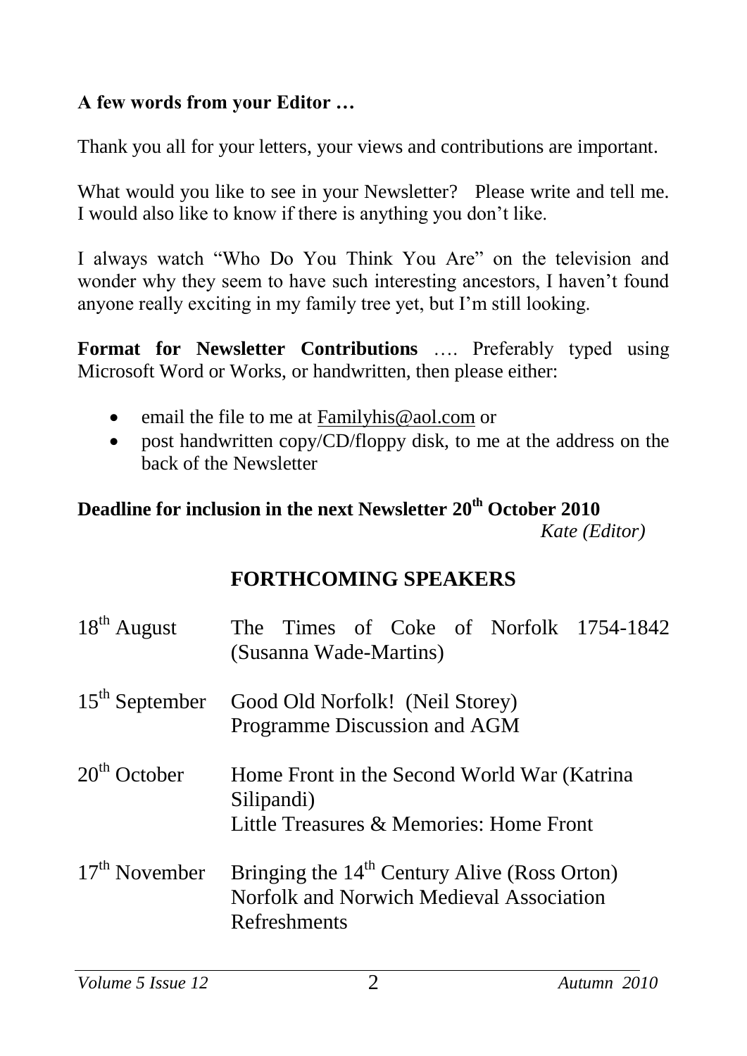**A few words from your Editor …**

Thank you all for your letters, your views and contributions are important.

What would you like to see in your Newsletter? Please write and tell me. I would also like to know if there is anything you don't like.

I always watch "Who Do You Think You Are" on the television and wonder why they seem to have such interesting ancestors, I haven't found anyone really exciting in my family tree yet, but I'm still looking.

**Format for Newsletter Contributions** …. Preferably typed using Microsoft Word or Works, or handwritten, then please either:

- email the file to me at Familyhis@aol.com or
- post handwritten copy/CD/floppy disk, to me at the address on the back of the Newsletter

**Deadline for inclusion in the next Newsletter 20th October 2010**

*Kate (Editor)*

## FORTHCOMING SPEAKERS

| | |
|---|---|
| 18th August | The Times of Coke of Norfolk 1754-1842 (Susanna Wade-Martins) |
| 15th September | Good Old Norfolk! (Neil Storey)<br>Programme Discussion and AGM |
| 20th October | Home Front in the Second World War (Katrina Silipandi)<br>Little Treasures & Memories: Home Front |
| 17th November | Bringing the 14th Century Alive (Ross Orton)<br>Norfolk and Norwich Medieval Association<br>Refreshments |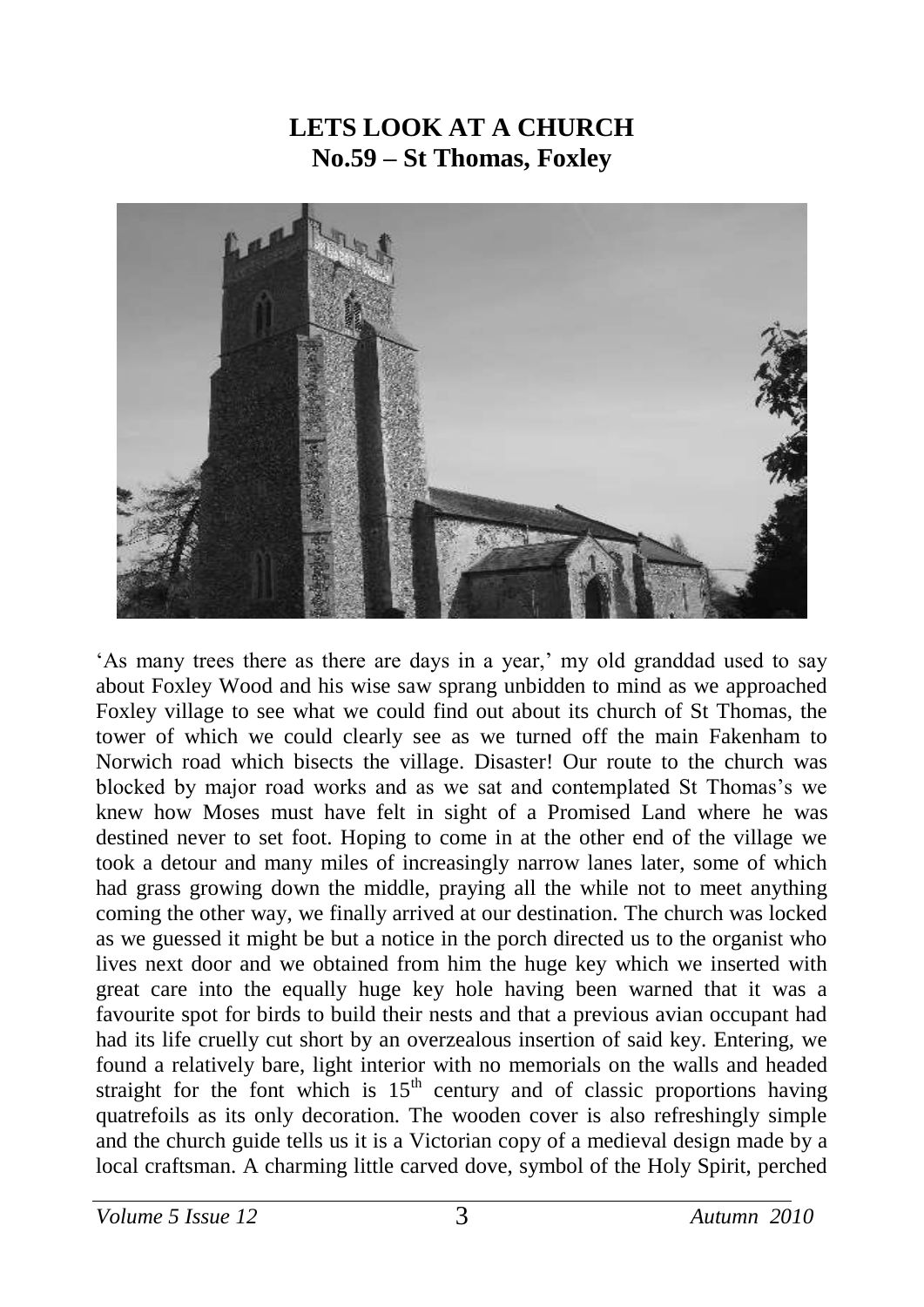# LETS LOOK AT A CHURCH
## No.59 – St Thomas, Foxley

'As many trees there as there are days in a year,' my old granddad used to say about Foxley Wood and his wise saw sprang unbidden to mind as we approached Foxley village to see what we could find out about its church of St Thomas, the tower of which we could clearly see as we turned off the main Fakenham to Norwich road which bisects the village. Disaster! Our route to the church was blocked by major road works and as we sat and contemplated St Thomas's we knew how Moses must have felt in sight of a Promised Land where he was destined never to set foot. Hoping to come in at the other end of the village we took a detour and many miles of increasingly narrow lanes later, some of which had grass growing down the middle, praying all the while not to meet anything coming the other way, we finally arrived at our destination. The church was locked as we guessed it might be but a notice in the porch directed us to the organist who lives next door and we obtained from him the huge key which we inserted with great care into the equally huge key hole having been warned that it was a favourite spot for birds to build their nests and that a previous avian occupant had had its life cruelly cut short by an overzealous insertion of said key. Entering, we found a relatively bare, light interior with no memorials on the walls and headed straight for the font which is 15th century and of classic proportions having quatrefoils as its only decoration. The wooden cover is also refreshingly simple and the church guide tells us it is a Victorian copy of a medieval design made by a local craftsman. A charming little carved dove, symbol of the Holy Spirit, perched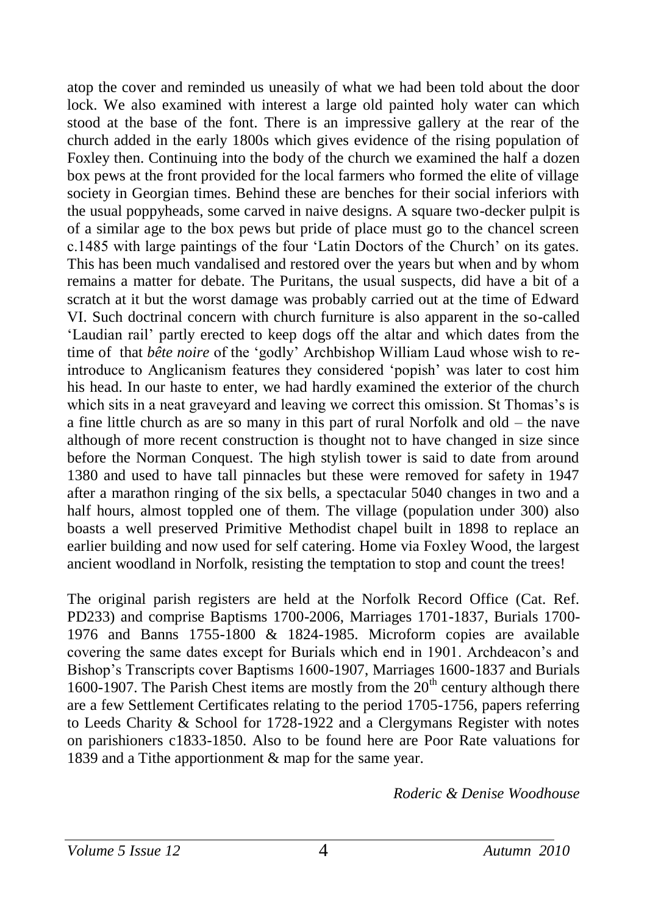atop the cover and reminded us uneasily of what we had been told about the door lock. We also examined with interest a large old painted holy water can which stood at the base of the font. There is an impressive gallery at the rear of the church added in the early 1800s which gives evidence of the rising population of Foxley then. Continuing into the body of the church we examined the half a dozen box pews at the front provided for the local farmers who formed the elite of village society in Georgian times. Behind these are benches for their social inferiors with the usual poppyheads, some carved in naive designs. A square two-decker pulpit is of a similar age to the box pews but pride of place must go to the chancel screen c.1485 with large paintings of the four 'Latin Doctors of the Church' on its gates. This has been much vandalised and restored over the years but when and by whom remains a matter for debate. The Puritans, the usual suspects, did have a bit of a scratch at it but the worst damage was probably carried out at the time of Edward VI. Such doctrinal concern with church furniture is also apparent in the so-called 'Laudian rail' partly erected to keep dogs off the altar and which dates from the time of that *bête noire* of the 'godly' Archbishop William Laud whose wish to re-introduce to Anglicanism features they considered 'popish' was later to cost him his head. In our haste to enter, we had hardly examined the exterior of the church which sits in a neat graveyard and leaving we correct this omission. St Thomas's is a fine little church as are so many in this part of rural Norfolk and old – the nave although of more recent construction is thought not to have changed in size since before the Norman Conquest. The high stylish tower is said to date from around 1380 and used to have tall pinnacles but these were removed for safety in 1947 after a marathon ringing of the six bells, a spectacular 5040 changes in two and a half hours, almost toppled one of them. The village (population under 300) also boasts a well preserved Primitive Methodist chapel built in 1898 to replace an earlier building and now used for self catering. Home via Foxley Wood, the largest ancient woodland in Norfolk, resisting the temptation to stop and count the trees!

The original parish registers are held at the Norfolk Record Office (Cat. Ref. PD233) and comprise Baptisms 1700-2006, Marriages 1701-1837, Burials 1700-1976 and Banns 1755-1800 & 1824-1985. Microform copies are available covering the same dates except for Burials which end in 1901. Archdeacon's and Bishop's Transcripts cover Baptisms 1600-1907, Marriages 1600-1837 and Burials 1600-1907. The Parish Chest items are mostly from the 20th century although there are a few Settlement Certificates relating to the period 1705-1756, papers referring to Leeds Charity & School for 1728-1922 and a Clergymans Register with notes on parishioners c1833-1850. Also to be found here are Poor Rate valuations for 1839 and a Tithe apportionment & map for the same year.

*Roderic & Denise Woodhouse*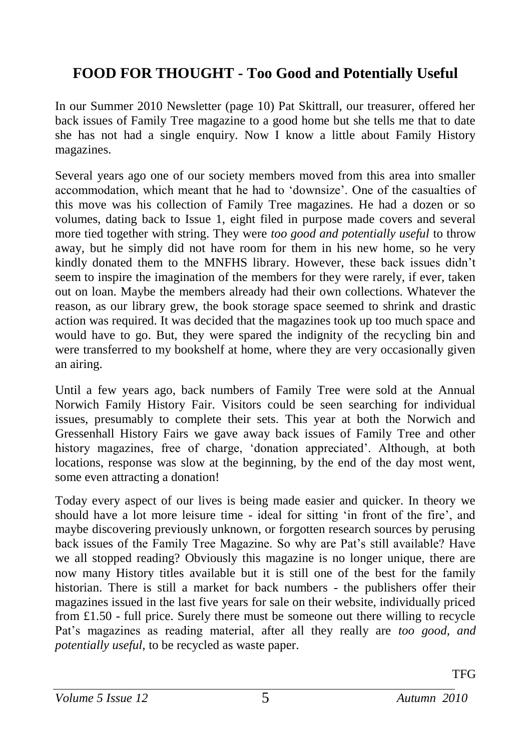## FOOD FOR THOUGHT - Too Good and Potentially Useful

In our Summer 2010 Newsletter (page 10) Pat Skittrall, our treasurer, offered her back issues of Family Tree magazine to a good home but she tells me that to date she has not had a single enquiry. Now I know a little about Family History magazines.

Several years ago one of our society members moved from this area into smaller accommodation, which meant that he had to 'downsize'. One of the casualties of this move was his collection of Family Tree magazines. He had a dozen or so volumes, dating back to Issue 1, eight filed in purpose made covers and several more tied together with string. They were *too good and potentially useful* to throw away, but he simply did not have room for them in his new home, so he very kindly donated them to the MNFHS library. However, these back issues didn't seem to inspire the imagination of the members for they were rarely, if ever, taken out on loan. Maybe the members already had their own collections. Whatever the reason, as our library grew, the book storage space seemed to shrink and drastic action was required. It was decided that the magazines took up too much space and would have to go. But, they were spared the indignity of the recycling bin and were transferred to my bookshelf at home, where they are very occasionally given an airing.

Until a few years ago, back numbers of Family Tree were sold at the Annual Norwich Family History Fair. Visitors could be seen searching for individual issues, presumably to complete their sets. This year at both the Norwich and Gressenhall History Fairs we gave away back issues of Family Tree and other history magazines, free of charge, 'donation appreciated'. Although, at both locations, response was slow at the beginning, by the end of the day most went, some even attracting a donation!

Today every aspect of our lives is being made easier and quicker. In theory we should have a lot more leisure time - ideal for sitting 'in front of the fire', and maybe discovering previously unknown, or forgotten research sources by perusing back issues of the Family Tree Magazine. So why are Pat's still available? Have we all stopped reading? Obviously this magazine is no longer unique, there are now many History titles available but it is still one of the best for the family historian. There is still a market for back numbers - the publishers offer their magazines issued in the last five years for sale on their website, individually priced from £1.50 - full price. Surely there must be someone out there willing to recycle Pat's magazines as reading material, after all they really are *too good, and potentially useful,* to be recycled as waste paper.

TFG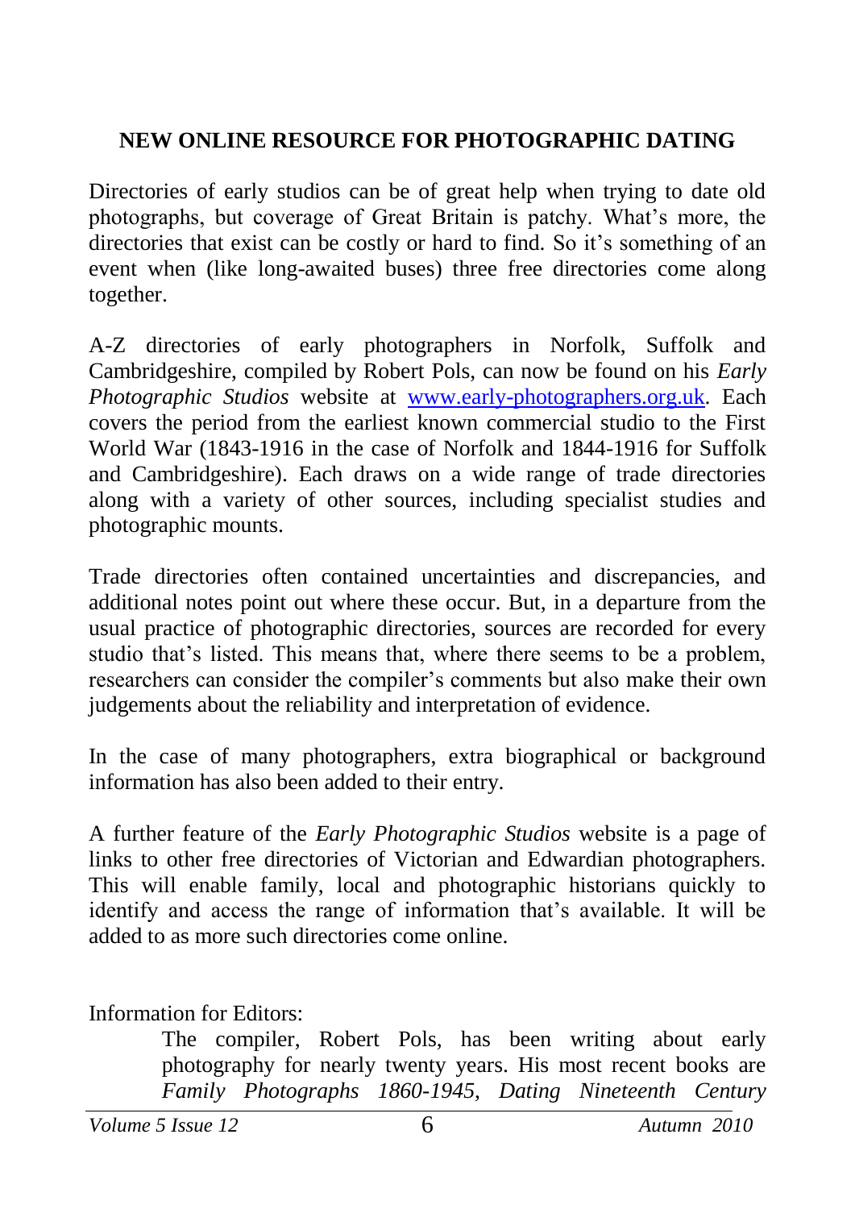## NEW ONLINE RESOURCE FOR PHOTOGRAPHIC DATING

Directories of early studios can be of great help when trying to date old photographs, but coverage of Great Britain is patchy. What's more, the directories that exist can be costly or hard to find. So it's something of an event when (like long-awaited buses) three free directories come along together.

A-Z directories of early photographers in Norfolk, Suffolk and Cambridgeshire, compiled by Robert Pols, can now be found on his *Early Photographic Studios* website at [www.early-photographers.org.uk](http://www.early-photographers.org.uk). Each covers the period from the earliest known commercial studio to the First World War (1843-1916 in the case of Norfolk and 1844-1916 for Suffolk and Cambridgeshire). Each draws on a wide range of trade directories along with a variety of other sources, including specialist studies and photographic mounts.

Trade directories often contained uncertainties and discrepancies, and additional notes point out where these occur. But, in a departure from the usual practice of photographic directories, sources are recorded for every studio that's listed. This means that, where there seems to be a problem, researchers can consider the compiler's comments but also make their own judgements about the reliability and interpretation of evidence.

In the case of many photographers, extra biographical or background information has also been added to their entry.

A further feature of the *Early Photographic Studios* website is a page of links to other free directories of Victorian and Edwardian photographers. This will enable family, local and photographic historians quickly to identify and access the range of information that's available. It will be added to as more such directories come online.

Information for Editors:

> The compiler, Robert Pols, has been writing about early photography for nearly twenty years. His most recent books are *Family Photographs 1860-1945*, *Dating Nineteenth Century*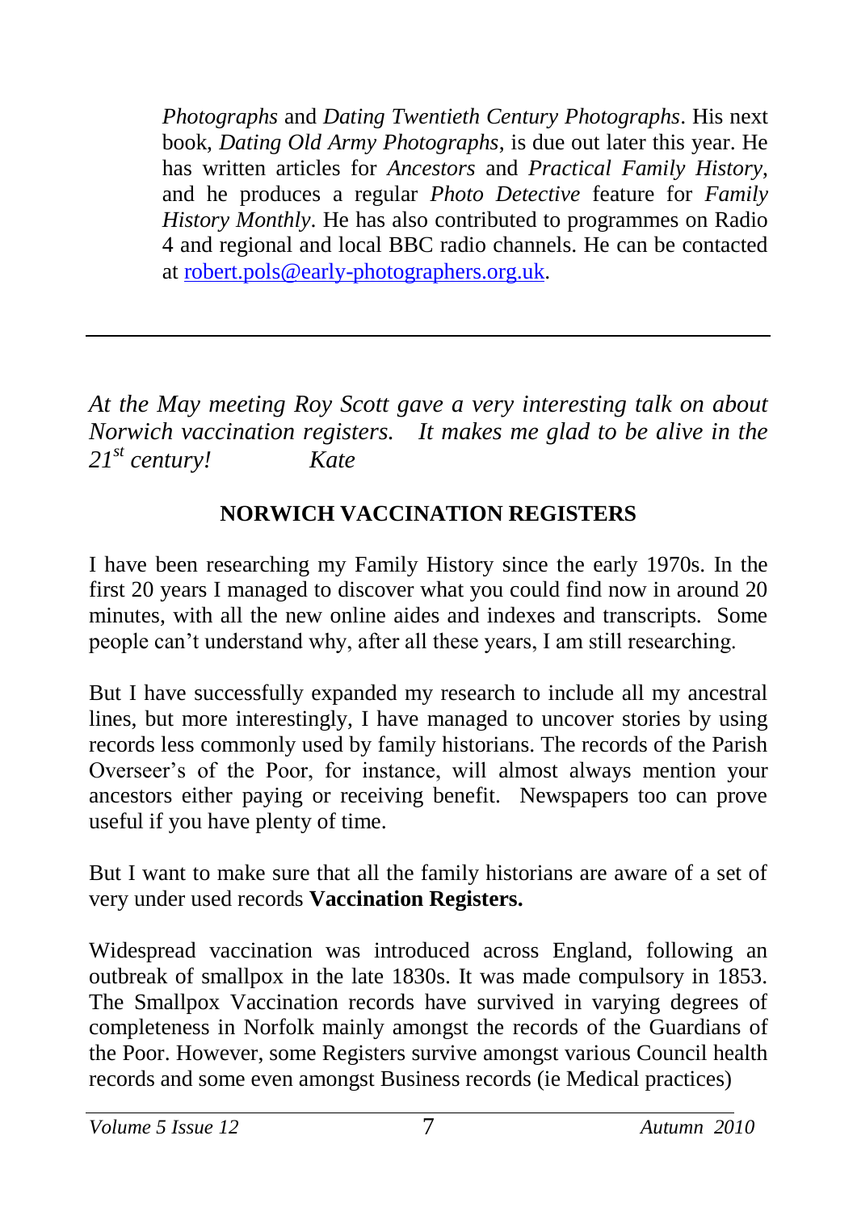*Photographs* and *Dating Twentieth Century Photographs*. His next book, *Dating Old Army Photographs*, is due out later this year. He has written articles for *Ancestors* and *Practical Family History*, and he produces a regular *Photo Detective* feature for *Family History Monthly*. He has also contributed to programmes on Radio 4 and regional and local BBC radio channels. He can be contacted at [robert.pols@early-photographers.org.uk](mailto:robert.pols@early-photographers.org.uk).

---

*At the May meeting Roy Scott gave a very interesting talk on about Norwich vaccination registers. It makes me glad to be alive in the 21st century! Kate*

## NORWICH VACCINATION REGISTERS

I have been researching my Family History since the early 1970s. In the first 20 years I managed to discover what you could find now in around 20 minutes, with all the new online aides and indexes and transcripts. Some people can't understand why, after all these years, I am still researching.

But I have successfully expanded my research to include all my ancestral lines, but more interestingly, I have managed to uncover stories by using records less commonly used by family historians. The records of the Parish Overseer's of the Poor, for instance, will almost always mention your ancestors either paying or receiving benefit. Newspapers too can prove useful if you have plenty of time.

But I want to make sure that all the family historians are aware of a set of very under used records **Vaccination Registers.**

Widespread vaccination was introduced across England, following an outbreak of smallpox in the late 1830s. It was made compulsory in 1853. The Smallpox Vaccination records have survived in varying degrees of completeness in Norfolk mainly amongst the records of the Guardians of the Poor. However, some Registers survive amongst various Council health records and some even amongst Business records (ie Medical practices)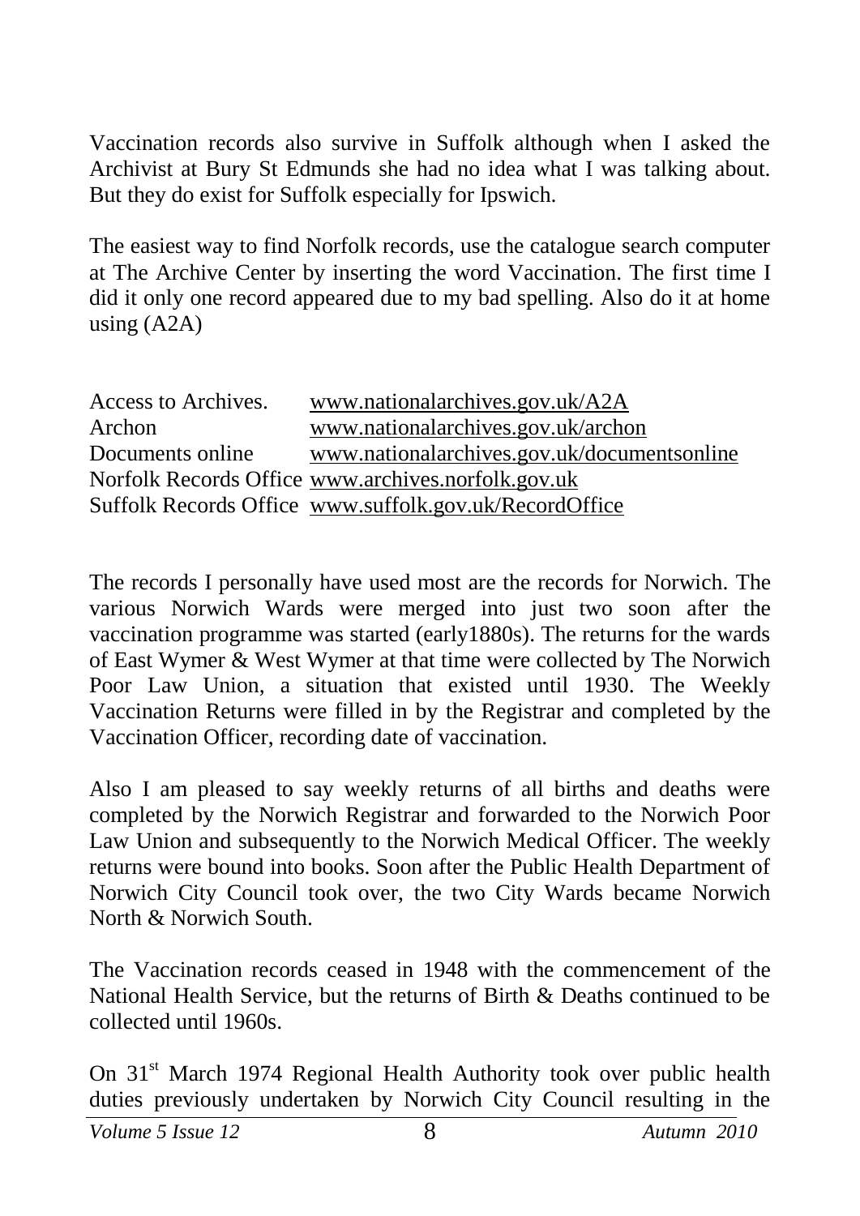Vaccination records also survive in Suffolk although when I asked the Archivist at Bury St Edmunds she had no idea what I was talking about. But they do exist for Suffolk especially for Ipswich.

The easiest way to find Norfolk records, use the catalogue search computer at The Archive Center by inserting the word Vaccination. The first time I did it only one record appeared due to my bad spelling. Also do it at home using (A2A)

| | |
|---|---|
| Access to Archives. | www.nationalarchives.gov.uk/A2A |
| Archon | www.nationalarchives.gov.uk/archon |
| Documents online | www.nationalarchives.gov.uk/documentsonline |
| Norfolk Records Office | www.archives.norfolk.gov.uk |
| Suffolk Records Office | www.suffolk.gov.uk/RecordOffice |

The records I personally have used most are the records for Norwich. The various Norwich Wards were merged into just two soon after the vaccination programme was started (early1880s). The returns for the wards of East Wymer & West Wymer at that time were collected by The Norwich Poor Law Union, a situation that existed until 1930. The Weekly Vaccination Returns were filled in by the Registrar and completed by the Vaccination Officer, recording date of vaccination.

Also I am pleased to say weekly returns of all births and deaths were completed by the Norwich Registrar and forwarded to the Norwich Poor Law Union and subsequently to the Norwich Medical Officer. The weekly returns were bound into books. Soon after the Public Health Department of Norwich City Council took over, the two City Wards became Norwich North & Norwich South.

The Vaccination records ceased in 1948 with the commencement of the National Health Service, but the returns of Birth & Deaths continued to be collected until 1960s.

On 31st March 1974 Regional Health Authority took over public health duties previously undertaken by Norwich City Council resulting in the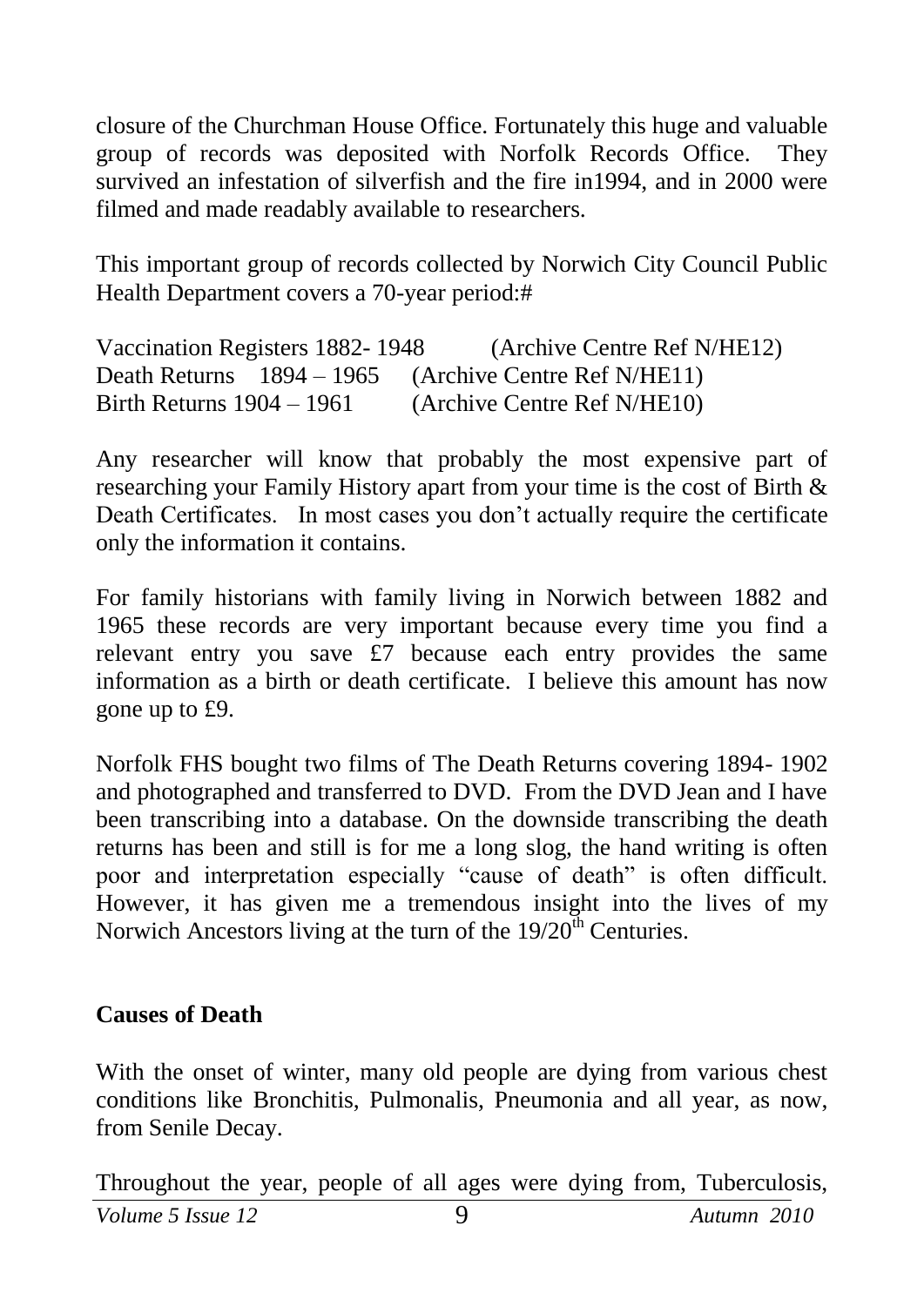closure of the Churchman House Office. Fortunately this huge and valuable group of records was deposited with Norfolk Records Office. They survived an infestation of silverfish and the fire in1994, and in 2000 were filmed and made readably available to researchers.

This important group of records collected by Norwich City Council Public Health Department covers a 70-year period:#

Vaccination Registers 1882- 1948 (Archive Centre Ref N/HE12)
Death Returns 1894 – 1965 (Archive Centre Ref N/HE11)
Birth Returns 1904 – 1961 (Archive Centre Ref N/HE10)

Any researcher will know that probably the most expensive part of researching your Family History apart from your time is the cost of Birth & Death Certificates. In most cases you don't actually require the certificate only the information it contains.

For family historians with family living in Norwich between 1882 and 1965 these records are very important because every time you find a relevant entry you save £7 because each entry provides the same information as a birth or death certificate. I believe this amount has now gone up to £9.

Norfolk FHS bought two films of The Death Returns covering 1894- 1902 and photographed and transferred to DVD. From the DVD Jean and I have been transcribing into a database. On the downside transcribing the death returns has been and still is for me a long slog, the hand writing is often poor and interpretation especially "cause of death" is often difficult. However, it has given me a tremendous insight into the lives of my Norwich Ancestors living at the turn of the 19/20th Centuries.

**Causes of Death**

With the onset of winter, many old people are dying from various chest conditions like Bronchitis, Pulmonalis, Pneumonia and all year, as now, from Senile Decay.

Throughout the year, people of all ages were dying from, Tuberculosis,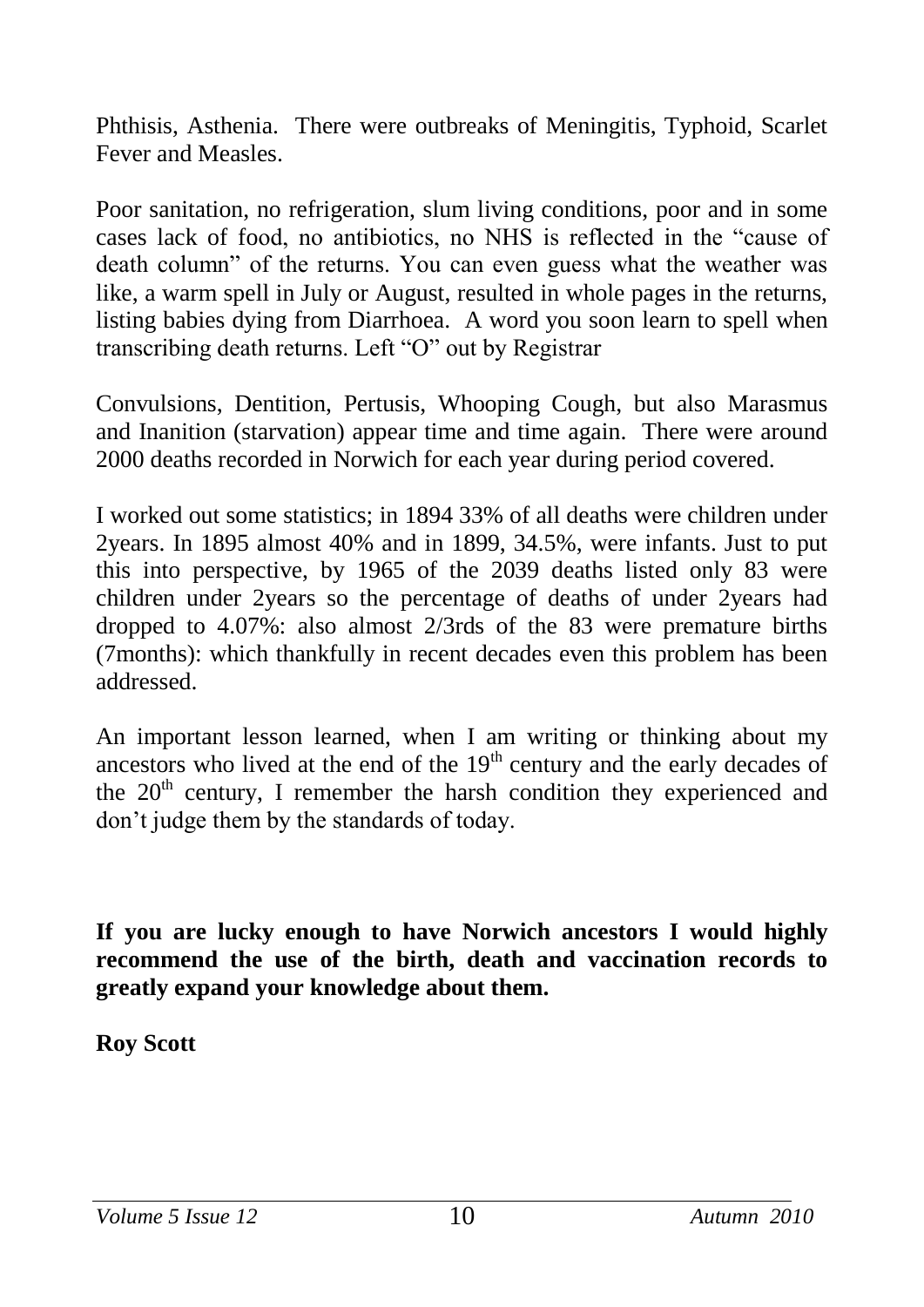Phthisis, Asthenia. There were outbreaks of Meningitis, Typhoid, Scarlet Fever and Measles.

Poor sanitation, no refrigeration, slum living conditions, poor and in some cases lack of food, no antibiotics, no NHS is reflected in the "cause of death column" of the returns. You can even guess what the weather was like, a warm spell in July or August, resulted in whole pages in the returns, listing babies dying from Diarrhoea. A word you soon learn to spell when transcribing death returns. Left "O" out by Registrar

Convulsions, Dentition, Pertusis, Whooping Cough, but also Marasmus and Inanition (starvation) appear time and time again. There were around 2000 deaths recorded in Norwich for each year during period covered.

I worked out some statistics; in 1894 33% of all deaths were children under 2years. In 1895 almost 40% and in 1899, 34.5%, were infants. Just to put this into perspective, by 1965 of the 2039 deaths listed only 83 were children under 2years so the percentage of deaths of under 2years had dropped to 4.07%: also almost 2/3rds of the 83 were premature births (7months): which thankfully in recent decades even this problem has been addressed.

An important lesson learned, when I am writing or thinking about my ancestors who lived at the end of the 19th century and the early decades of the 20th century, I remember the harsh condition they experienced and don't judge them by the standards of today.

**If you are lucky enough to have Norwich ancestors I would highly recommend the use of the birth, death and vaccination records to greatly expand your knowledge about them.**

**Roy Scott**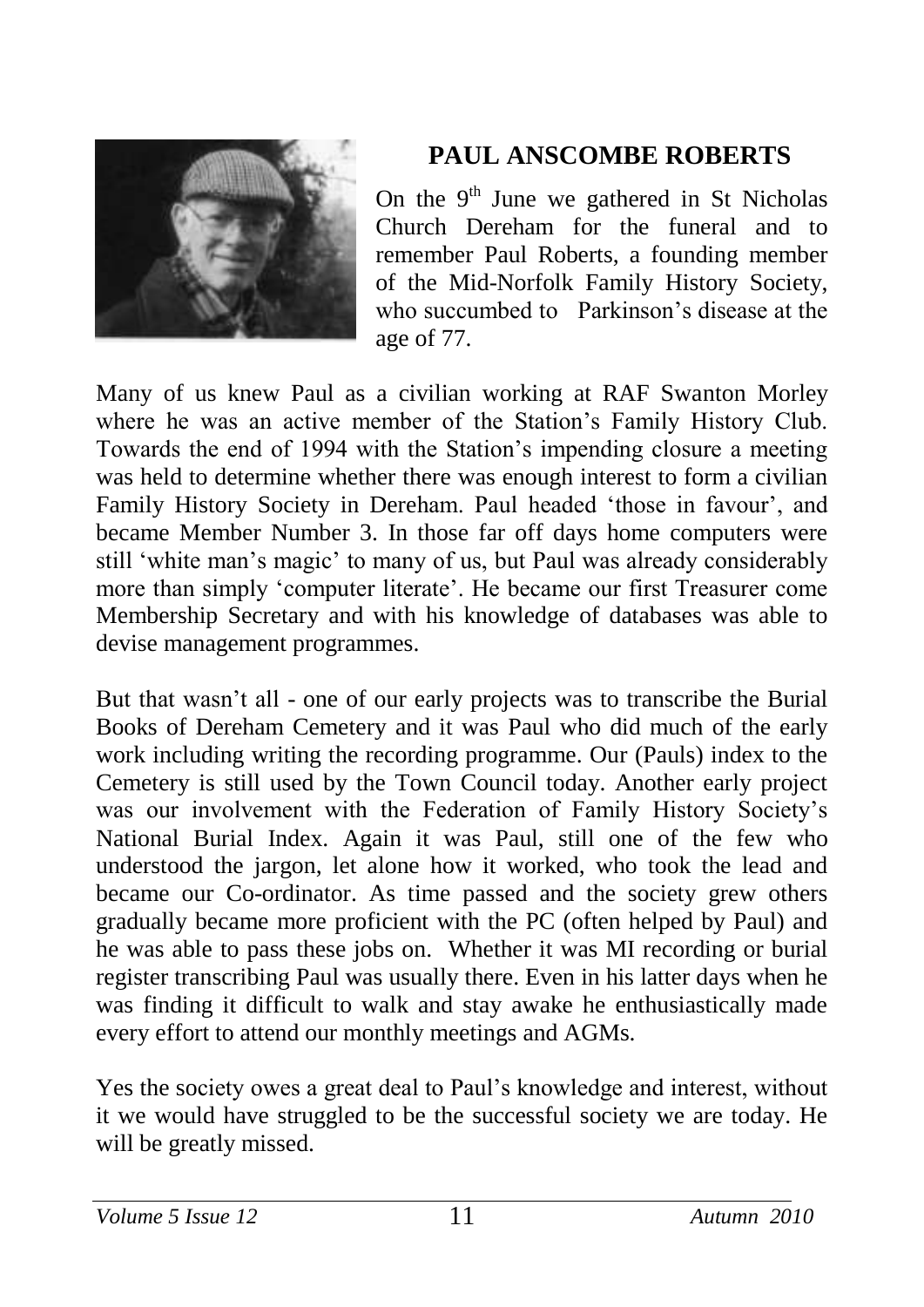## PAUL ANSCOMBE ROBERTS

On the 9th June we gathered in St Nicholas Church Dereham for the funeral and to remember Paul Roberts, a founding member of the Mid-Norfolk Family History Society, who succumbed to Parkinson's disease at the age of 77.

Many of us knew Paul as a civilian working at RAF Swanton Morley where he was an active member of the Station's Family History Club. Towards the end of 1994 with the Station's impending closure a meeting was held to determine whether there was enough interest to form a civilian Family History Society in Dereham. Paul headed 'those in favour', and became Member Number 3. In those far off days home computers were still 'white man's magic' to many of us, but Paul was already considerably more than simply 'computer literate'. He became our first Treasurer come Membership Secretary and with his knowledge of databases was able to devise management programmes.

But that wasn't all - one of our early projects was to transcribe the Burial Books of Dereham Cemetery and it was Paul who did much of the early work including writing the recording programme. Our (Pauls) index to the Cemetery is still used by the Town Council today. Another early project was our involvement with the Federation of Family History Society's National Burial Index. Again it was Paul, still one of the few who understood the jargon, let alone how it worked, who took the lead and became our Co-ordinator. As time passed and the society grew others gradually became more proficient with the PC (often helped by Paul) and he was able to pass these jobs on. Whether it was MI recording or burial register transcribing Paul was usually there. Even in his latter days when he was finding it difficult to walk and stay awake he enthusiastically made every effort to attend our monthly meetings and AGMs.

Yes the society owes a great deal to Paul's knowledge and interest, without it we would have struggled to be the successful society we are today. He will be greatly missed.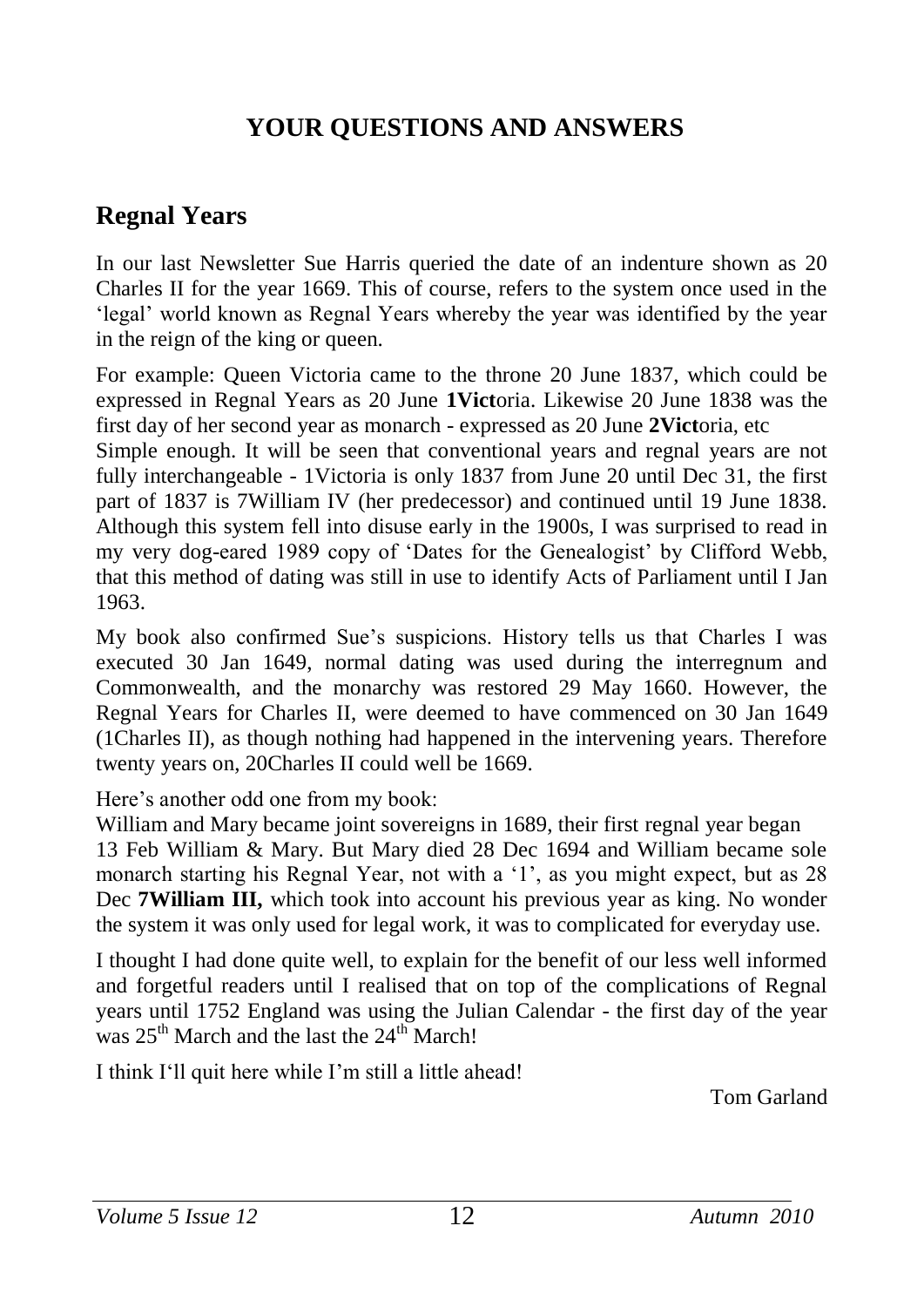# YOUR QUESTIONS AND ANSWERS

## Regnal Years

In our last Newsletter Sue Harris queried the date of an indenture shown as 20 Charles II for the year 1669. This of course, refers to the system once used in the 'legal' world known as Regnal Years whereby the year was identified by the year in the reign of the king or queen.

For example: Queen Victoria came to the throne 20 June 1837, which could be expressed in Regnal Years as 20 June **1Vict**oria. Likewise 20 June 1838 was the first day of her second year as monarch - expressed as 20 June **2Vict**oria, etc
Simple enough. It will be seen that conventional years and regnal years are not fully interchangeable - 1Victoria is only 1837 from June 20 until Dec 31, the first part of 1837 is 7William IV (her predecessor) and continued until 19 June 1838. Although this system fell into disuse early in the 1900s, I was surprised to read in my very dog-eared 1989 copy of 'Dates for the Genealogist' by Clifford Webb, that this method of dating was still in use to identify Acts of Parliament until I Jan 1963.

My book also confirmed Sue's suspicions. History tells us that Charles I was executed 30 Jan 1649, normal dating was used during the interregnum and Commonwealth, and the monarchy was restored 29 May 1660. However, the Regnal Years for Charles II, were deemed to have commenced on 30 Jan 1649 (1Charles II), as though nothing had happened in the intervening years. Therefore twenty years on, 20Charles II could well be 1669.

Here's another odd one from my book:
William and Mary became joint sovereigns in 1689, their first regnal year began 13 Feb William & Mary. But Mary died 28 Dec 1694 and William became sole monarch starting his Regnal Year, not with a '1', as you might expect, but as 28 Dec **7William III,** which took into account his previous year as king. No wonder the system it was only used for legal work, it was to complicated for everyday use.

I thought I had done quite well, to explain for the benefit of our less well informed and forgetful readers until I realised that on top of the complications of Regnal years until 1752 England was using the Julian Calendar - the first day of the year was 25th March and the last the 24th March!

I think I'll quit here while I'm still a little ahead!

Tom Garland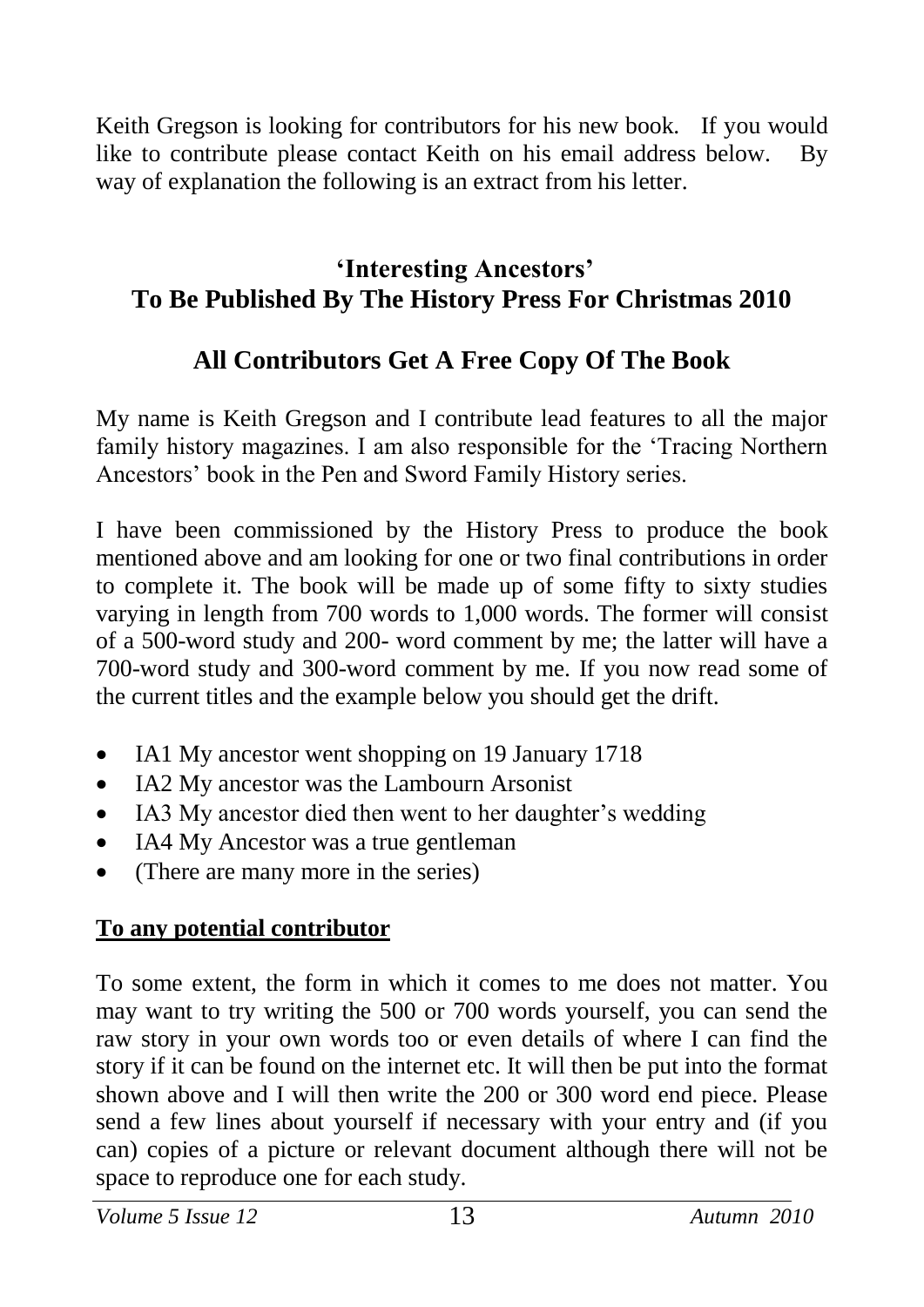Keith Gregson is looking for contributors for his new book. If you would like to contribute please contact Keith on his email address below. By way of explanation the following is an extract from his letter.

## 'Interesting Ancestors' To Be Published By The History Press For Christmas 2010

## All Contributors Get A Free Copy Of The Book

My name is Keith Gregson and I contribute lead features to all the major family history magazines. I am also responsible for the 'Tracing Northern Ancestors' book in the Pen and Sword Family History series.

I have been commissioned by the History Press to produce the book mentioned above and am looking for one or two final contributions in order to complete it. The book will be made up of some fifty to sixty studies varying in length from 700 words to 1,000 words. The former will consist of a 500-word study and 200- word comment by me; the latter will have a 700-word study and 300-word comment by me. If you now read some of the current titles and the example below you should get the drift.

- IA1 My ancestor went shopping on 19 January 1718
- IA2 My ancestor was the Lambourn Arsonist
- IA3 My ancestor died then went to her daughter's wedding
- IA4 My Ancestor was a true gentleman
- (There are many more in the series)

**To any potential contributor**

To some extent, the form in which it comes to me does not matter. You may want to try writing the 500 or 700 words yourself, you can send the raw story in your own words too or even details of where I can find the story if it can be found on the internet etc. It will then be put into the format shown above and I will then write the 200 or 300 word end piece. Please send a few lines about yourself if necessary with your entry and (if you can) copies of a picture or relevant document although there will not be space to reproduce one for each study.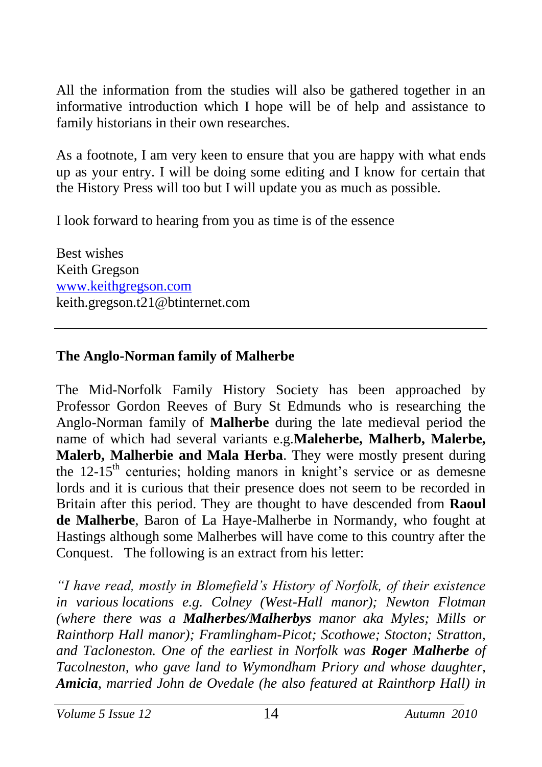All the information from the studies will also be gathered together in an informative introduction which I hope will be of help and assistance to family historians in their own researches.

As a footnote, I am very keen to ensure that you are happy with what ends up as your entry. I will be doing some editing and I know for certain that the History Press will too but I will update you as much as possible.

I look forward to hearing from you as time is of the essence

Best wishes
Keith Gregson
[www.keithgregson.com](www.keithgregson.com)
keith.gregson.t21@btinternet.com

---

**The Anglo-Norman family of Malherbe**

The Mid-Norfolk Family History Society has been approached by Professor Gordon Reeves of Bury St Edmunds who is researching the Anglo-Norman family of **Malherbe** during the late medieval period the name of which had several variants e.g.**Maleherbe, Malherb, Malerbe, Malerb, Malherbie and Mala Herba**. They were mostly present during the 12-15th centuries; holding manors in knight's service or as demesne lords and it is curious that their presence does not seem to be recorded in Britain after this period. They are thought to have descended from **Raoul de Malherbe**, Baron of La Haye-Malherbe in Normandy, who fought at Hastings although some Malherbes will have come to this country after the Conquest. The following is an extract from his letter:

*"I have read, mostly in Blomefield's History of Norfolk, of their existence in various locations e.g. Colney (West-Hall manor); Newton Flotman (where there was a **Malherbes/Malherbys** manor aka Myles; Mills or Rainthorp Hall manor); Framlingham-Picot; Scothowe; Stocton; Stratton, and Tacloneston. One of the earliest in Norfolk was **Roger Malherbe** of Tacolneston, who gave land to Wymondham Priory and whose daughter, **Amicia**, married John de Ovedale (he also featured at Rainthorp Hall) in*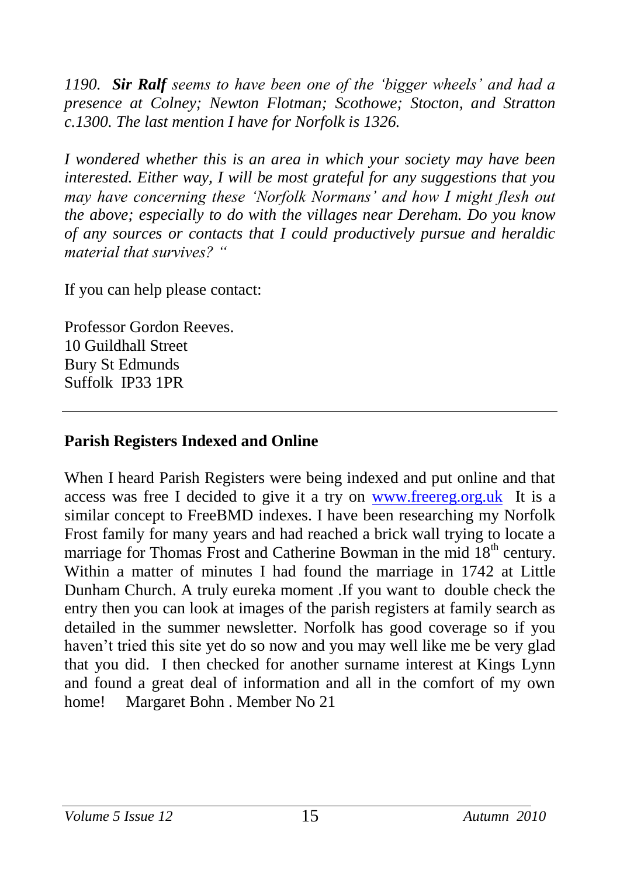*1190. **Sir Ralf** seems to have been one of the 'bigger wheels' and had a presence at Colney; Newton Flotman; Scothowe; Stocton, and Stratton c.1300. The last mention I have for Norfolk is 1326.*

*I wondered whether this is an area in which your society may have been interested. Either way, I will be most grateful for any suggestions that you may have concerning these 'Norfolk Normans' and how I might flesh out the above; especially to do with the villages near Dereham. Do you know of any sources or contacts that I could productively pursue and heraldic material that survives? "*

If you can help please contact:

Professor Gordon Reeves.
10 Guildhall Street
Bury St Edmunds
Suffolk IP33 1PR

---

**Parish Registers Indexed and Online**

When I heard Parish Registers were being indexed and put online and that access was free I decided to give it a try on www.freereg.org.uk It is a similar concept to FreeBMD indexes. I have been researching my Norfolk Frost family for many years and had reached a brick wall trying to locate a marriage for Thomas Frost and Catherine Bowman in the mid 18th century. Within a matter of minutes I had found the marriage in 1742 at Little Dunham Church. A truly eureka moment .If you want to double check the entry then you can look at images of the parish registers at family search as detailed in the summer newsletter. Norfolk has good coverage so if you haven't tried this site yet do so now and you may well like me be very glad that you did. I then checked for another surname interest at Kings Lynn and found a great deal of information and all in the comfort of my own home! Margaret Bohn . Member No 21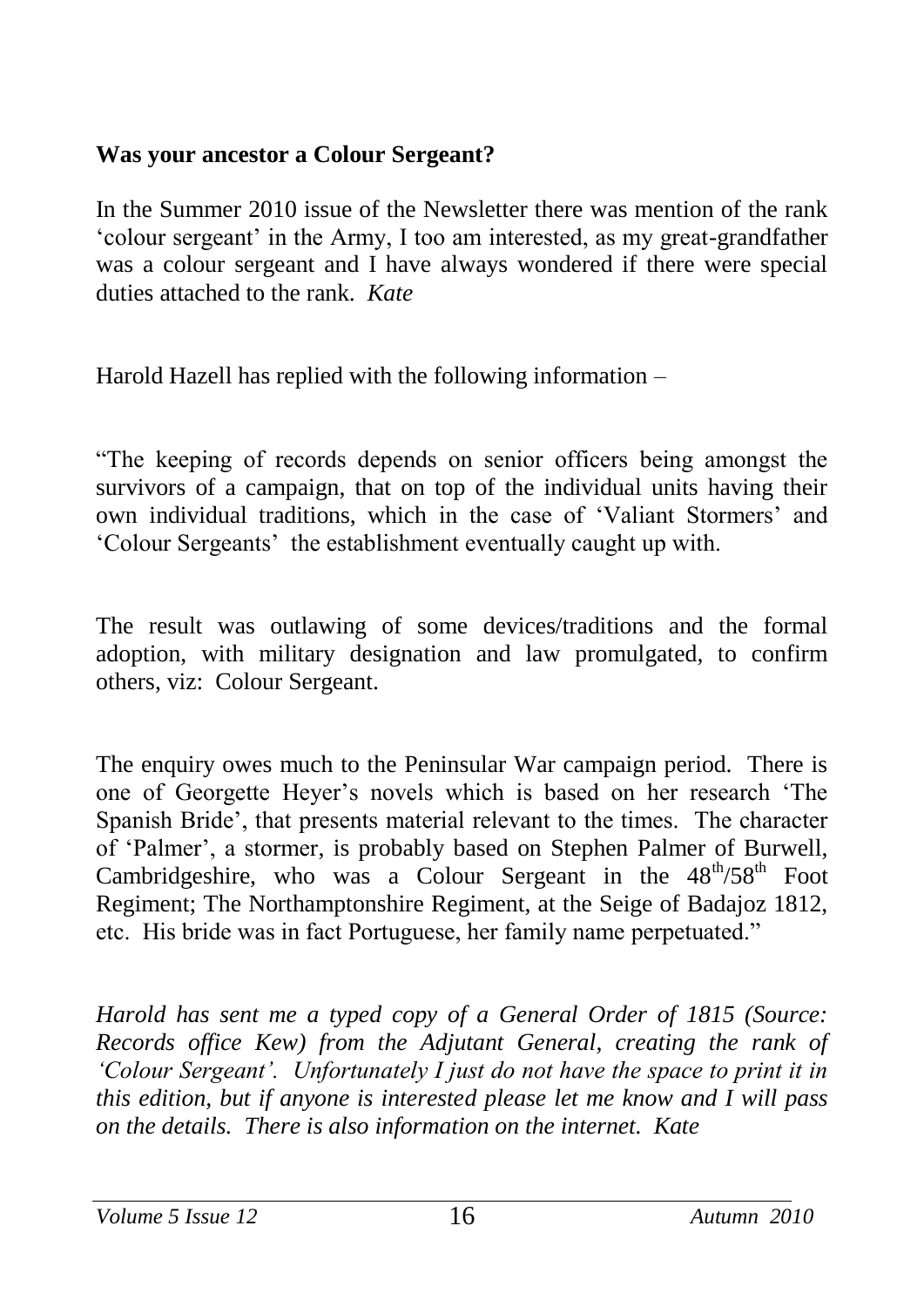**Was your ancestor a Colour Sergeant?**

In the Summer 2010 issue of the Newsletter there was mention of the rank 'colour sergeant' in the Army, I too am interested, as my great-grandfather was a colour sergeant and I have always wondered if there were special duties attached to the rank. *Kate*

Harold Hazell has replied with the following information –

"The keeping of records depends on senior officers being amongst the survivors of a campaign, that on top of the individual units having their own individual traditions, which in the case of 'Valiant Stormers' and 'Colour Sergeants' the establishment eventually caught up with.

The result was outlawing of some devices/traditions and the formal adoption, with military designation and law promulgated, to confirm others, viz: Colour Sergeant.

The enquiry owes much to the Peninsular War campaign period. There is one of Georgette Heyer's novels which is based on her research 'The Spanish Bride', that presents material relevant to the times. The character of 'Palmer', a stormer, is probably based on Stephen Palmer of Burwell, Cambridgeshire, who was a Colour Sergeant in the 48th/58th Foot Regiment; The Northamptonshire Regiment, at the Seige of Badajoz 1812, etc. His bride was in fact Portuguese, her family name perpetuated."

*Harold has sent me a typed copy of a General Order of 1815 (Source: Records office Kew) from the Adjutant General, creating the rank of 'Colour Sergeant'. Unfortunately I just do not have the space to print it in this edition, but if anyone is interested please let me know and I will pass on the details. There is also information on the internet. Kate*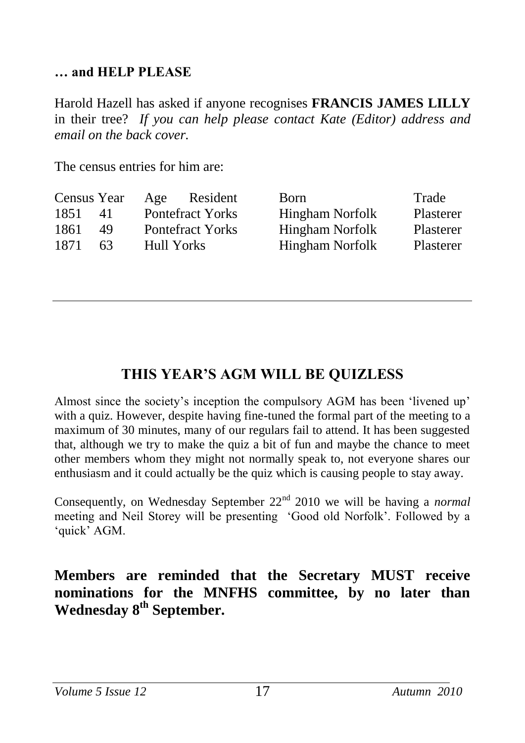### … and HELP PLEASE

Harold Hazell has asked if anyone recognises **FRANCIS JAMES LILLY** in their tree? *If you can help please contact Kate (Editor) address and email on the back cover.*

The census entries for him are:

| Census Year | Age | Resident | Born | Trade |
|---|---|---|---|---|
| 1851 | 41 | Pontefract Yorks | Hingham Norfolk | Plasterer |
| 1861 | 49 | Pontefract Yorks | Hingham Norfolk | Plasterer |
| 1871 | 63 | Hull Yorks | Hingham Norfolk | Plasterer |

---

## THIS YEAR'S AGM WILL BE QUIZLESS

Almost since the society's inception the compulsory AGM has been 'livened up' with a quiz. However, despite having fine-tuned the formal part of the meeting to a maximum of 30 minutes, many of our regulars fail to attend. It has been suggested that, although we try to make the quiz a bit of fun and maybe the chance to meet other members whom they might not normally speak to, not everyone shares our enthusiasm and it could actually be the quiz which is causing people to stay away.

Consequently, on Wednesday September 22nd 2010 we will be having a *normal* meeting and Neil Storey will be presenting 'Good old Norfolk'. Followed by a 'quick' AGM.

**Members are reminded that the Secretary MUST receive nominations for the MNFHS committee, by no later than Wednesday 8th September.**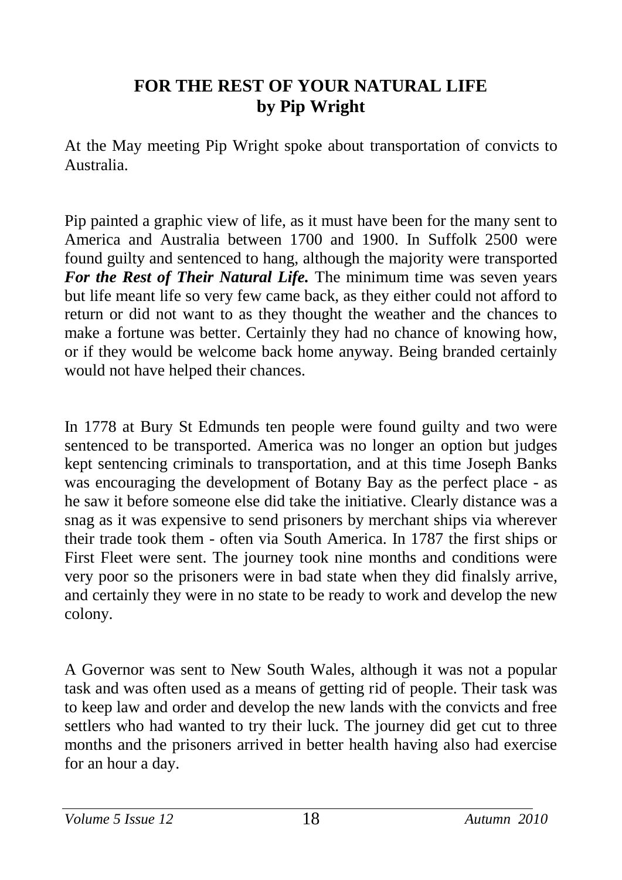## **FOR THE REST OF YOUR NATURAL LIFE**
## **by Pip Wright**

At the May meeting Pip Wright spoke about transportation of convicts to Australia.

Pip painted a graphic view of life, as it must have been for the many sent to America and Australia between 1700 and 1900. In Suffolk 2500 were found guilty and sentenced to hang, although the majority were transported ***For the Rest of Their Natural Life.*** The minimum time was seven years but life meant life so very few came back, as they either could not afford to return or did not want to as they thought the weather and the chances to make a fortune was better. Certainly they had no chance of knowing how, or if they would be welcome back home anyway. Being branded certainly would not have helped their chances.

In 1778 at Bury St Edmunds ten people were found guilty and two were sentenced to be transported. America was no longer an option but judges kept sentencing criminals to transportation, and at this time Joseph Banks was encouraging the development of Botany Bay as the perfect place - as he saw it before someone else did take the initiative. Clearly distance was a snag as it was expensive to send prisoners by merchant ships via wherever their trade took them - often via South America. In 1787 the first ships or First Fleet were sent. The journey took nine months and conditions were very poor so the prisoners were in bad state when they did finalsly arrive, and certainly they were in no state to be ready to work and develop the new colony.

A Governor was sent to New South Wales, although it was not a popular task and was often used as a means of getting rid of people. Their task was to keep law and order and develop the new lands with the convicts and free settlers who had wanted to try their luck. The journey did get cut to three months and the prisoners arrived in better health having also had exercise for an hour a day.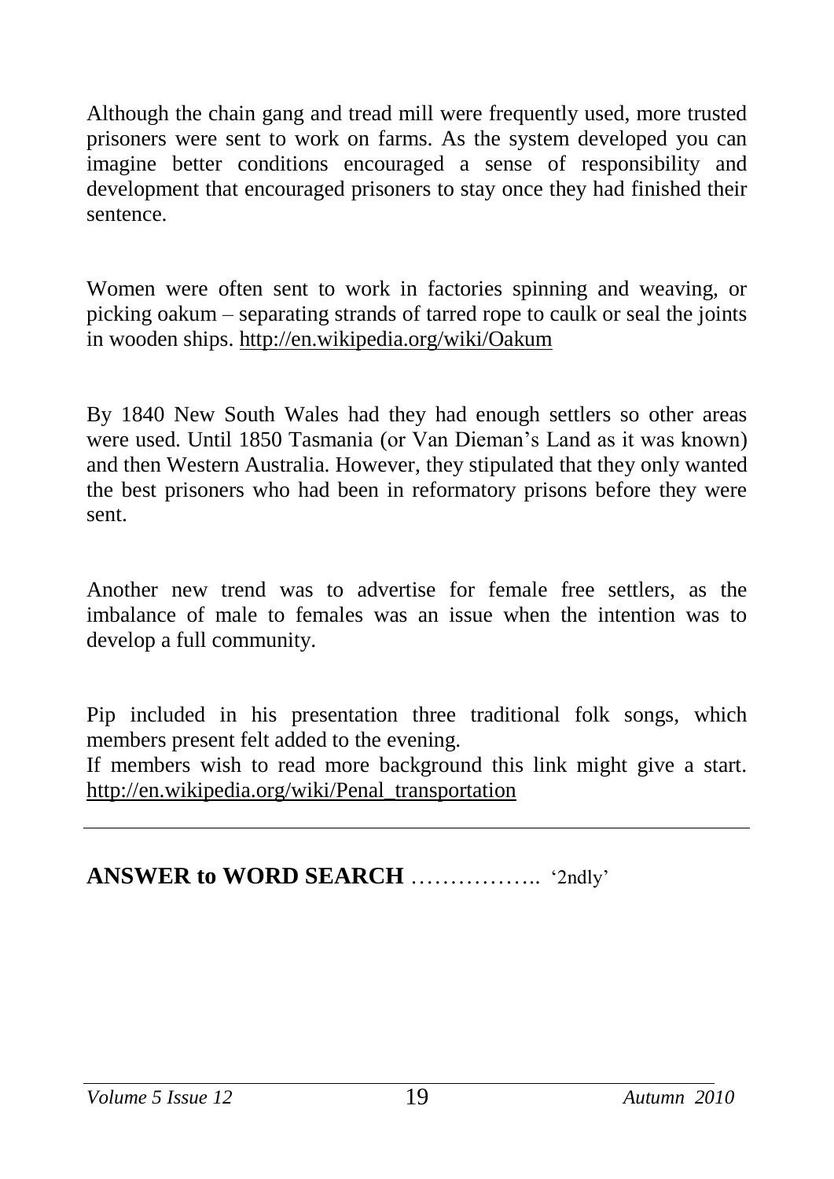Although the chain gang and tread mill were frequently used, more trusted prisoners were sent to work on farms. As the system developed you can imagine better conditions encouraged a sense of responsibility and development that encouraged prisoners to stay once they had finished their sentence.

Women were often sent to work in factories spinning and weaving, or picking oakum – separating strands of tarred rope to caulk or seal the joints in wooden ships. http://en.wikipedia.org/wiki/Oakum

By 1840 New South Wales had they had enough settlers so other areas were used. Until 1850 Tasmania (or Van Dieman's Land as it was known) and then Western Australia. However, they stipulated that they only wanted the best prisoners who had been in reformatory prisons before they were sent.

Another new trend was to advertise for female free settlers, as the imbalance of male to females was an issue when the intention was to develop a full community.

Pip included in his presentation three traditional folk songs, which members present felt added to the evening.
If members wish to read more background this link might give a start. http://en.wikipedia.org/wiki/Penal_transportation

---

**ANSWER to WORD SEARCH** …………….. '2ndly'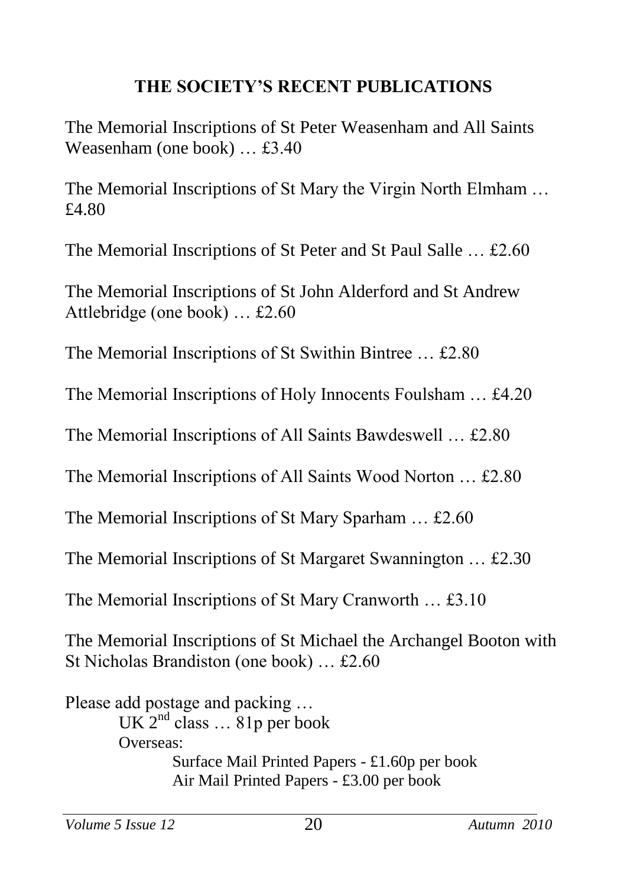## THE SOCIETY'S RECENT PUBLICATIONS

The Memorial Inscriptions of St Peter Weasenham and All Saints Weasenham (one book) … £3.40

The Memorial Inscriptions of St Mary the Virgin North Elmham … £4.80

The Memorial Inscriptions of St Peter and St Paul Salle … £2.60

The Memorial Inscriptions of St John Alderford and St Andrew Attlebridge (one book) … £2.60

The Memorial Inscriptions of St Swithin Bintree … £2.80

The Memorial Inscriptions of Holy Innocents Foulsham … £4.20

The Memorial Inscriptions of All Saints Bawdeswell … £2.80

The Memorial Inscriptions of All Saints Wood Norton … £2.80

The Memorial Inscriptions of St Mary Sparham … £2.60

The Memorial Inscriptions of St Margaret Swannington … £2.30

The Memorial Inscriptions of St Mary Cranworth … £3.10

The Memorial Inscriptions of St Michael the Archangel Booton with St Nicholas Brandiston (one book) … £2.60

Please add postage and packing …

UK 2nd class … 81p per book

Overseas:

Surface Mail Printed Papers - £1.60p per book

Air Mail Printed Papers - £3.00 per book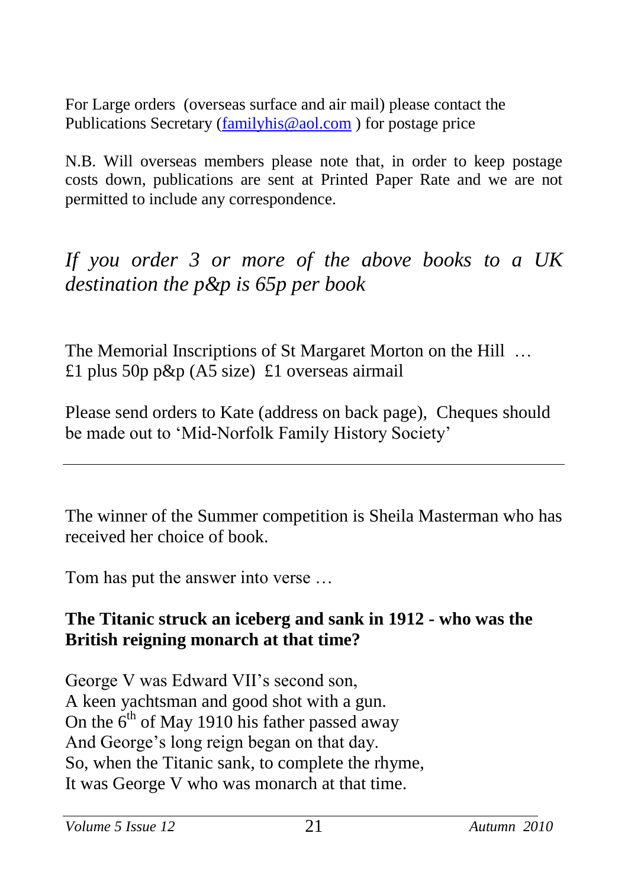For Large orders (overseas surface and air mail) please contact the Publications Secretary (familyhis@aol.com ) for postage price

N.B. Will overseas members please note that, in order to keep postage costs down, publications are sent at Printed Paper Rate and we are not permitted to include any correspondence.

*If you order 3 or more of the above books to a UK destination the p&p is 65p per book*

The Memorial Inscriptions of St Margaret Morton on the Hill …
£1 plus 50p p&p (A5 size) £1 overseas airmail

Please send orders to Kate (address on back page), Cheques should be made out to 'Mid-Norfolk Family History Society'

---

The winner of the Summer competition is Sheila Masterman who has received her choice of book.

Tom has put the answer into verse …

**The Titanic struck an iceberg and sank in 1912 - who was the British reigning monarch at that time?**

George V was Edward VII's second son,
A keen yachtsman and good shot with a gun.
On the 6th of May 1910 his father passed away
And George's long reign began on that day.
So, when the Titanic sank, to complete the rhyme,
It was George V who was monarch at that time.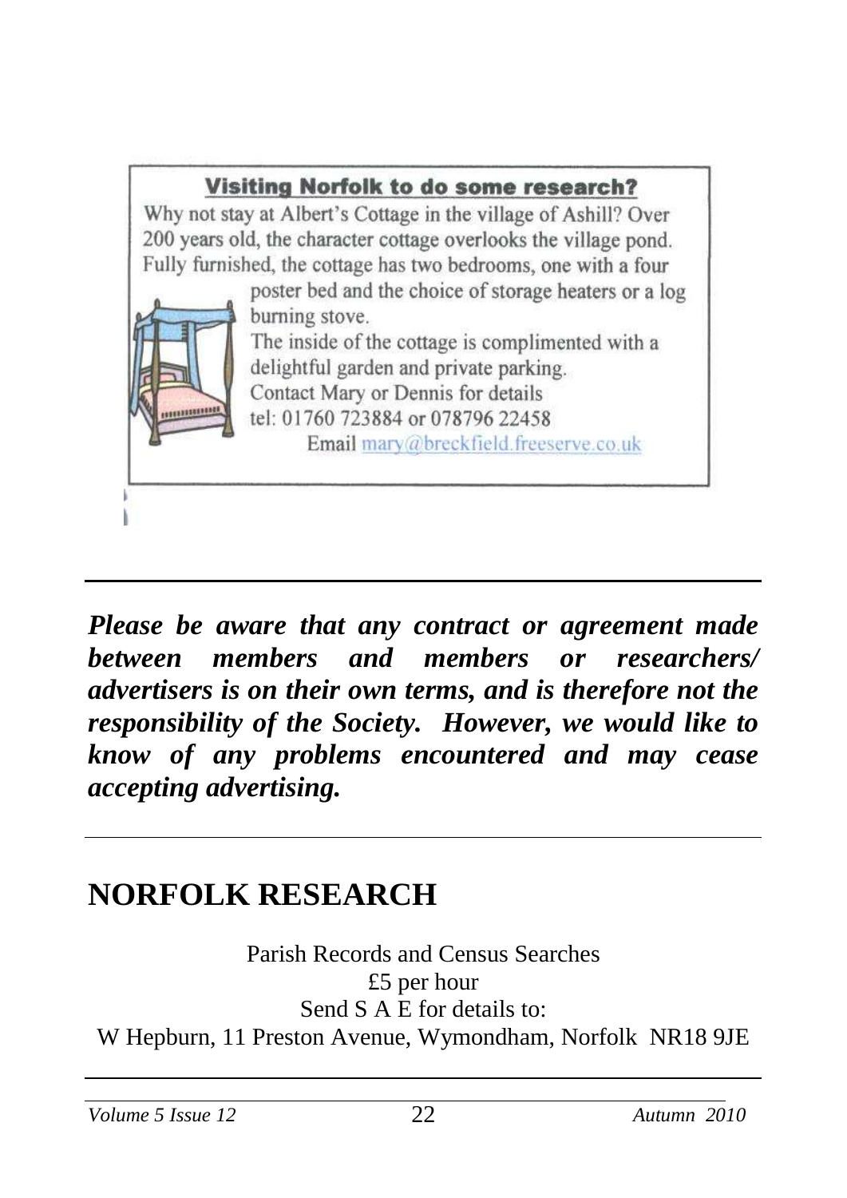**Visiting Norfolk to do some research?**

Why not stay at Albert's Cottage in the village of Ashill? Over 200 years old, the character cottage overlooks the village pond. Fully furnished, the cottage has two bedrooms, one with a four poster bed and the choice of storage heaters or a log burning stove.

The inside of the cottage is complimented with a delightful garden and private parking.

Contact Mary or Dennis for details

tel: 01760 723884 or 078796 22458

Email mary@breckfield.freeserve.co.uk

---

***Please be aware that any contract or agreement made between members and members or researchers/ advertisers is on their own terms, and is therefore not the responsibility of the Society. However, we would like to know of any problems encountered and may cease accepting advertising.***

---

# NORFOLK RESEARCH

Parish Records and Census Searches

£5 per hour

Send S A E for details to:

W Hepburn, 11 Preston Avenue, Wymondham, Norfolk NR18 9JE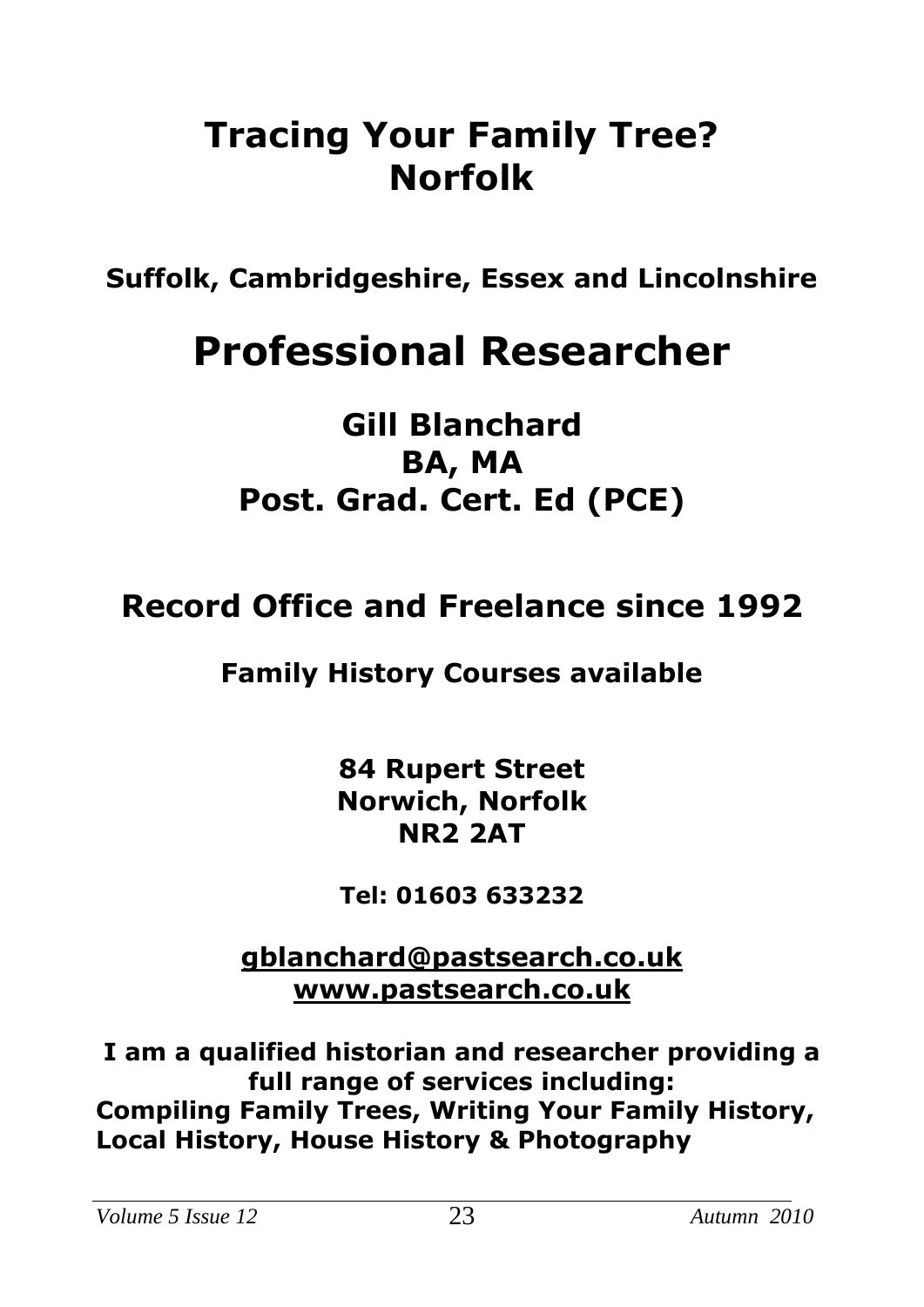# Tracing Your Family Tree? Norfolk

**Suffolk, Cambridgeshire, Essex and Lincolnshire**

# Professional Researcher

## Gill Blanchard
## BA, MA
## Post. Grad. Cert. Ed (PCE)

## Record Office and Freelance since 1992

**Family History Courses available**

**84 Rupert Street**
**Norwich, Norfolk**
**NR2 2AT**

**Tel: 01603 633232**

**gblanchard@pastsearch.co.uk**
**www.pastsearch.co.uk**

**I am a qualified historian and researcher providing a full range of services including:**
**Compiling Family Trees, Writing Your Family History, Local History, House History & Photography**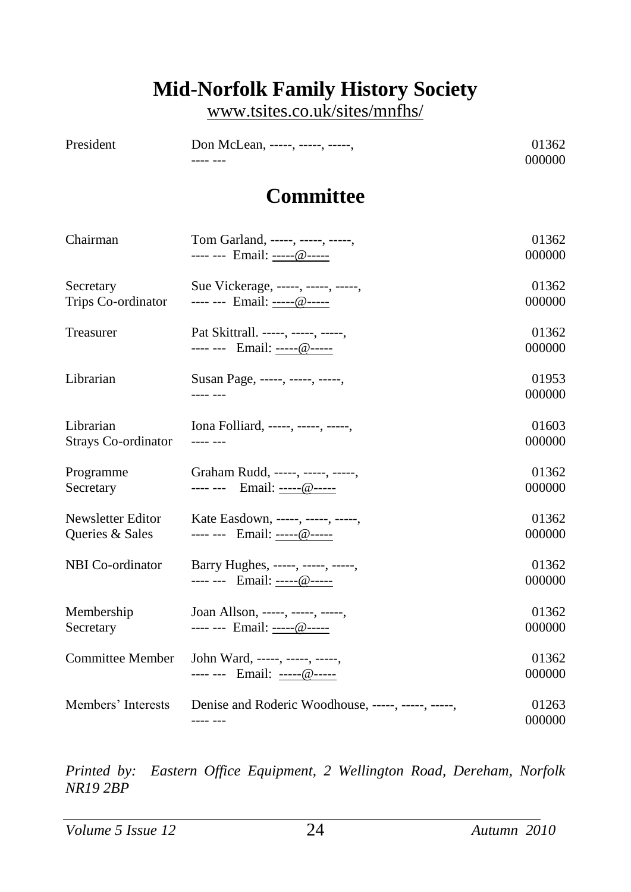# Mid-Norfolk Family History Society

www.tsites.co.uk/sites/mnfhs/

| | | |
|---|---|---|
| President | Don McLean, -----, -----, -----, ---- --- | 01362 000000 |

## Committee

| | | |
|---|---|---|
| Chairman | Tom Garland, -----, -----, -----, ---- --- Email: -----@----- | 01362 000000 |
| Secretary Trips Co-ordinator | Sue Vickerage, -----, -----, -----, ---- --- Email: -----@----- | 01362 000000 |
| Treasurer | Pat Skittrall. -----, -----, -----, ---- --- Email: -----@----- | 01362 000000 |
| Librarian | Susan Page, -----, -----, -----, ---- --- | 01953 000000 |
| Librarian Strays Co-ordinator | Iona Folliard, -----, -----, -----, ---- --- | 01603 000000 |
| Programme Secretary | Graham Rudd, -----, -----, -----, ---- --- Email: -----@----- | 01362 000000 |
| Newsletter Editor Queries & Sales | Kate Easdown, -----, -----, -----, ---- --- Email: -----@----- | 01362 000000 |
| NBI Co-ordinator | Barry Hughes, -----, -----, -----, ---- --- Email: -----@----- | 01362 000000 |
| Membership Secretary | Joan Allson, -----, -----, -----, ---- --- Email: -----@----- | 01362 000000 |
| Committee Member | John Ward, -----, -----, -----, ---- --- Email: -----@----- | 01362 000000 |
| Members' Interests | Denise and Roderic Woodhouse, -----, -----, -----, ---- --- | 01263 000000 |

*Printed by: Eastern Office Equipment, 2 Wellington Road, Dereham, Norfolk NR19 2BP*